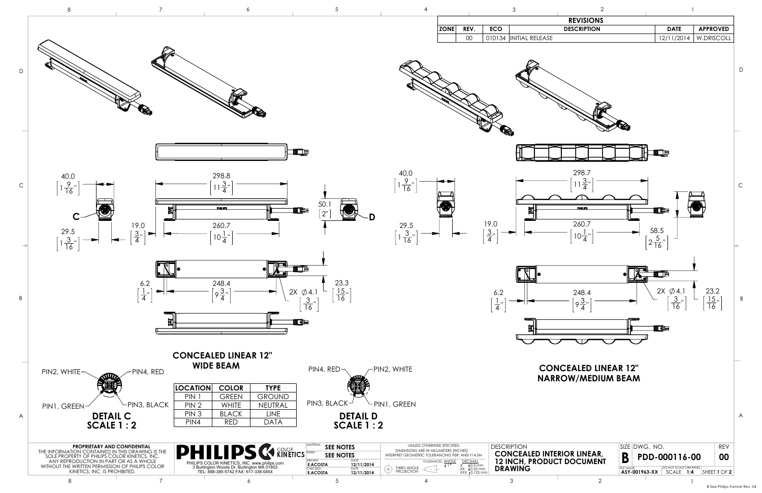## REVISIONS

| ZONE | REV. | ECO | DESCRIPTION | DATE | APPROVED |
|---|---|---|---|---|---|
| | 00 | 010134 | INITIAL RELEASE | 12/11/2014 | W.DRISCOLL |

## CONCEALED LINEAR 12" WIDE BEAM

Dimensions: 40.0 [1 9/16"], 29.5 [1 3/16"], 19.0 [3/4"], 298.8 [11 3/4"], 260.7 [10 1/4"], 50.1 [2"], 6.2 [1/4"], 248.4 [9 3/4"], 2X ∅4.1 [3/16"], 23.3 [15/16"]

C — D

## CONCEALED LINEAR 12" NARROW/MEDIUM BEAM

Dimensions: 40.0 [1 9/16"], 29.5 [1 3/16"], 19.0 [3/4"], 298.7 [11 3/4"], 260.7 [10 1/4"], 58.5 [2 5/16"], 6.2 [1/4"], 248.4 [9 3/4"], 2X ∅4.1 [3/16"], 23.2 [15/16"]

### DETAIL C SCALE 1 : 2

PIN2, WHITE — PIN4, RED — PIN1, GREEN — PIN3, BLACK

| LOCATION | COLOR | TYPE |
|---|---|---|
| PIN 1 | GREEN | GROUND |
| PIN 2 | WHITE | NEUTRAL |
| PIN 3 | BLACK | LINE |
| PIN4 | RED | DATA |

### DETAIL D SCALE 1 : 2

PIN4, RED — PIN2, WHITE — PIN3, BLACK — PIN1, GREEN

**PROPRIETARY AND CONFIDENTIAL**
THE INFORMATION CONTAINED IN THIS DRAWING IS THE SOLE PROPERTY OF PHILIPS COLOR KINETICS, INC. ANY REPRODUCTION IN PART OR AS A WHOLE WITHOUT THE WRITTEN PERMISSION OF PHILIPS COLOR KINETICS, INC. IS PROHIBITED.

PHILIPS COLOR KINETICS
PHILIPS COLOR KINETICS, INC. www.philips.com
3 Burlington Woods Dr. Burlington MA 01803
TEL: 888-385-5742 FAX: 617-338-0454

| | | |
|---|---|---|
| MATERIAL | SEE NOTES | |
| FINISH | SEE NOTES | |
| DRAWN | E.ACOSTA | DATE 12/11/2014 |
| CHECKED | E.ACOSTA | DATE 12/11/2014 |

-UNLESS OTHERWISE SPECIFIED-
DIMENSIONS ARE IN MILLIMETERS (INCHES)
INTERPRET GEOMETRIC TOLERANCING PER: ANSI Y14.5M
TOLERANCES: ANGLE ± 1° ; DECIMAL .X ±0.5 mm, .XX ±0.25 mm, .XXX ±0.125 mm
THIRD ANGLE PROJECTION

DESCRIPTION: **CONCEALED INTERIOR LINEAR, 12 INCH, PRODUCT DOCUMENT DRAWING**

SIZE: B — DWG. NO.: PDD-000116-00 — REV: 00
FILE NAME: ASY-001963-XX — DO NOT SCALE DRAWING — SCALE 1:4 — SHEET 1 OF 2

B-Size Philips Format Rev. 04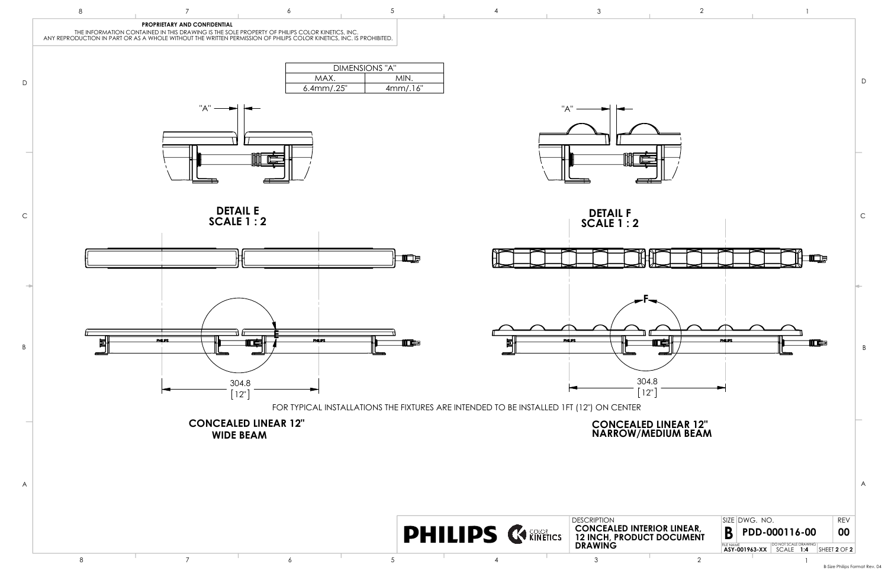**PROPRIETARY AND CONFIDENTIAL**

THE INFORMATION CONTAINED IN THIS DRAWING IS THE SOLE PROPERTY OF PHILIPS COLOR KINETICS, INC.
ANY REPRODUCTION IN PART OR AS A WHOLE WITHOUT THE WRITTEN PERMISSION OF PHILIPS COLOR KINETICS, INC. IS PROHIBITED.

| DIMENSIONS "A" | |
|---|---|
| MAX. | MIN. |
| 6.4mm/.25" | 4mm/.16" |

"A"

**DETAIL E**
**SCALE 1 : 2**

"A"

**DETAIL F**
**SCALE 1 : 2**

PHILIPS

E

304.8
[12"]

F

PHILIPS

304.8
[12"]

FOR TYPICAL INSTALLATIONS THE FIXTURES ARE INTENDED TO BE INSTALLED 1FT (12") ON CENTER

**CONCEALED LINEAR 12"**
**WIDE BEAM**

**CONCEALED LINEAR 12"**
**NARROW/MEDIUM BEAM**

| | | | |
|---|---|---|---|
| PHILIPS COLOR KINETICS | DESCRIPTION **CONCEALED INTERIOR LINEAR, 12 INCH, PRODUCT DOCUMENT DRAWING** | SIZE **B** DWG. NO. **PDD-000116-00** | REV **00** |
| | | FILE NAME **ASY-001963-XX** DO NOT SCALE DRAWING SCALE **1:4** | SHEET **2** OF **2** |

B-Size Philips Format Rev. 04